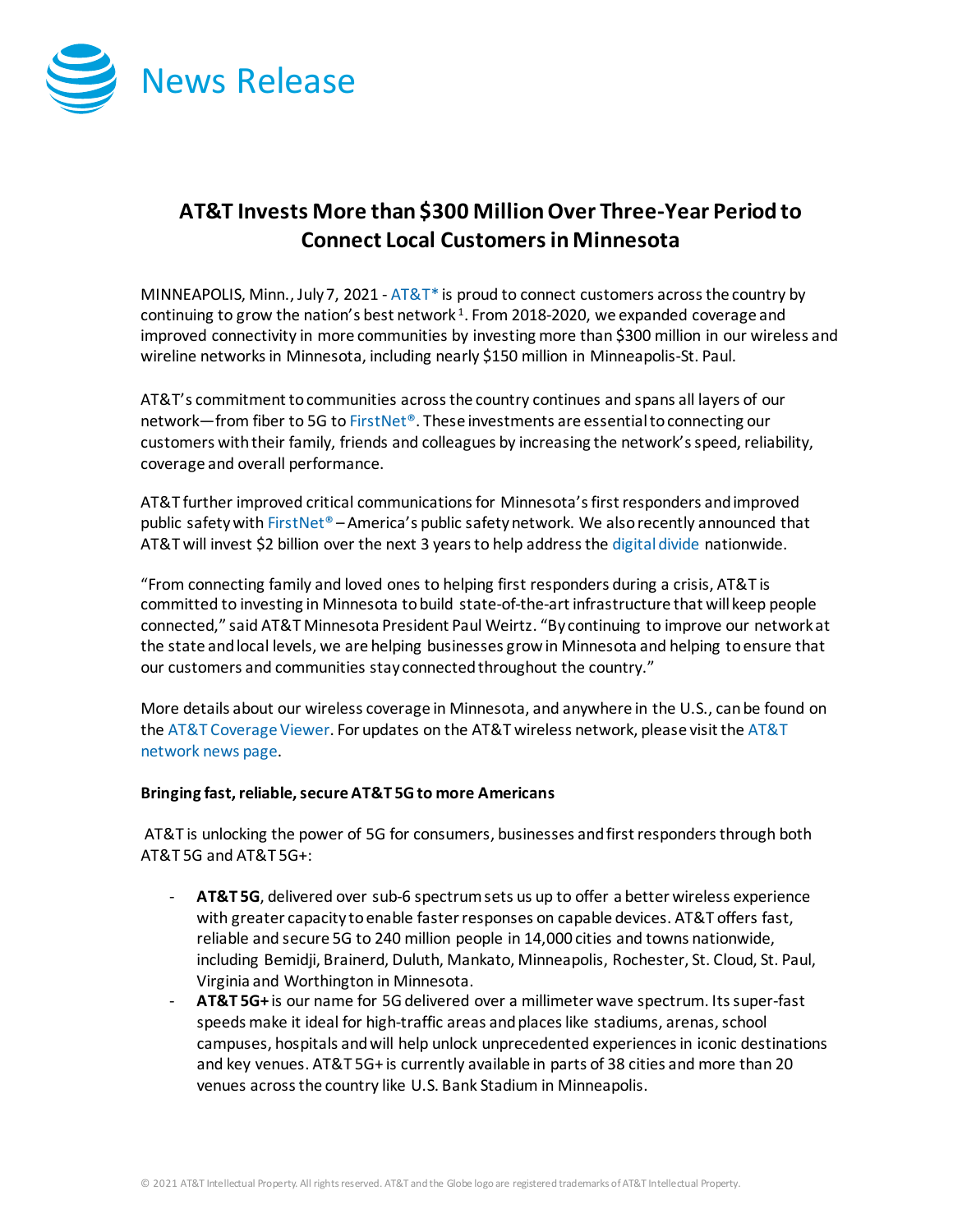News Release

# AT&T Invests More than $300 Million Over Three-Year Period to Connect Local Customers in Minnesota

MINNEAPOLIS, Minn., July 7, 2021 - AT&T* is proud to connect customers across the country by continuing to grow the nation's best network[1]. From 2018-2020, we expanded coverage and improved connectivity in more communities by investing more than $300 million in our wireless and wireline networks in Minnesota, including nearly $150 million in Minneapolis-St. Paul.

AT&T's commitment to communities across the country continues and spans all layers of our network—from fiber to 5G to FirstNet®. These investments are essential to connecting our customers with their family, friends and colleagues by increasing the network's speed, reliability, coverage and overall performance.

AT&T further improved critical communications for Minnesota's first responders and improved public safety with FirstNet® – America's public safety network. We also recently announced that AT&T will invest $2 billion over the next 3 years to help address the digital divide nationwide.

"From connecting family and loved ones to helping first responders during a crisis, AT&T is committed to investing in Minnesota to build state-of-the-art infrastructure that will keep people connected," said AT&T Minnesota President Paul Weirtz. "By continuing to improve our network at the state and local levels, we are helping businesses grow in Minnesota and helping to ensure that our customers and communities stay connected throughout the country."

More details about our wireless coverage in Minnesota, and anywhere in the U.S., can be found on the AT&T Coverage Viewer. For updates on the AT&T wireless network, please visit the AT&T network news page.

**Bringing fast, reliable, secure AT&T 5G to more Americans**

AT&T is unlocking the power of 5G for consumers, businesses and first responders through both AT&T 5G and AT&T 5G+:

- **AT&T 5G**, delivered over sub-6 spectrum sets us up to offer a better wireless experience with greater capacity to enable faster responses on capable devices. AT&T offers fast, reliable and secure 5G to 240 million people in 14,000 cities and towns nationwide, including Bemidji, Brainerd, Duluth, Mankato, Minneapolis, Rochester, St. Cloud, St. Paul, Virginia and Worthington in Minnesota.
- **AT&T 5G+** is our name for 5G delivered over a millimeter wave spectrum. Its super-fast speeds make it ideal for high-traffic areas and places like stadiums, arenas, school campuses, hospitals and will help unlock unprecedented experiences in iconic destinations and key venues. AT&T 5G+ is currently available in parts of 38 cities and more than 20 venues across the country like U.S. Bank Stadium in Minneapolis.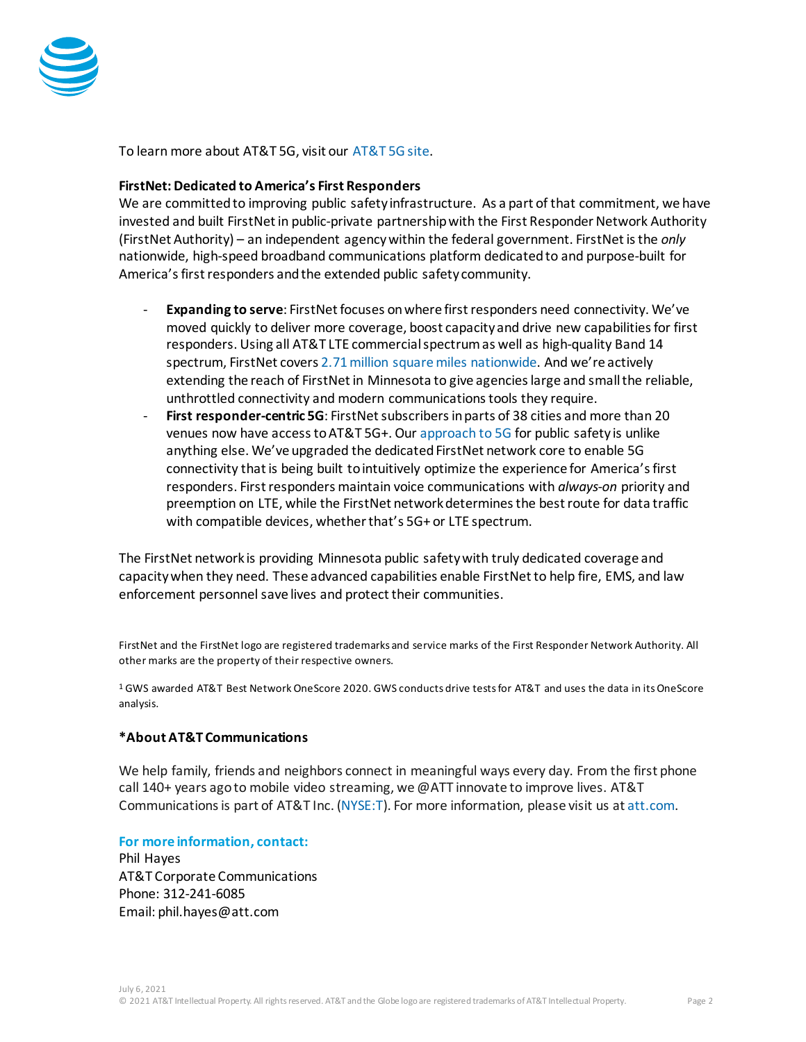To learn more about AT&T 5G, visit our AT&T 5G site.

**FirstNet: Dedicated to America's First Responders**

We are committed to improving public safety infrastructure. As a part of that commitment, we have invested and built FirstNet in public-private partnership with the First Responder Network Authority (FirstNet Authority) – an independent agency within the federal government. FirstNet is the *only* nationwide, high-speed broadband communications platform dedicated to and purpose-built for America's first responders and the extended public safety community.

- **Expanding to serve**: FirstNet focuses on where first responders need connectivity. We've moved quickly to deliver more coverage, boost capacity and drive new capabilities for first responders. Using all AT&T LTE commercial spectrum as well as high-quality Band 14 spectrum, FirstNet covers 2.71 million square miles nationwide. And we're actively extending the reach of FirstNet in Minnesota to give agencies large and small the reliable, unthrottled connectivity and modern communications tools they require.
- **First responder-centric 5G**: FirstNet subscribers in parts of 38 cities and more than 20 venues now have access to AT&T 5G+. Our approach to 5G for public safety is unlike anything else. We've upgraded the dedicated FirstNet network core to enable 5G connectivity that is being built to intuitively optimize the experience for America's first responders. First responders maintain voice communications with *always-on* priority and preemption on LTE, while the FirstNet network determines the best route for data traffic with compatible devices, whether that's 5G+ or LTE spectrum.

The FirstNet network is providing Minnesota public safety with truly dedicated coverage and capacity when they need. These advanced capabilities enable FirstNet to help fire, EMS, and law enforcement personnel save lives and protect their communities.

FirstNet and the FirstNet logo are registered trademarks and service marks of the First Responder Network Authority. All other marks are the property of their respective owners.

[1] GWS awarded AT&T Best Network OneScore 2020. GWS conducts drive tests for AT&T and uses the data in its OneScore analysis.

**\*About AT&T Communications**

We help family, friends and neighbors connect in meaningful ways every day. From the first phone call 140+ years ago to mobile video streaming, we @ATT innovate to improve lives. AT&T Communications is part of AT&T Inc. (NYSE:T). For more information, please visit us at att.com.

**For more information, contact:**
Phil Hayes
AT&T Corporate Communications
Phone: 312-241-6085
Email: phil.hayes@att.com

July 6, 2021
© 2021 AT&T Intellectual Property. All rights reserved. AT&T and the Globe logo are registered trademarks of AT&T Intellectual Property.